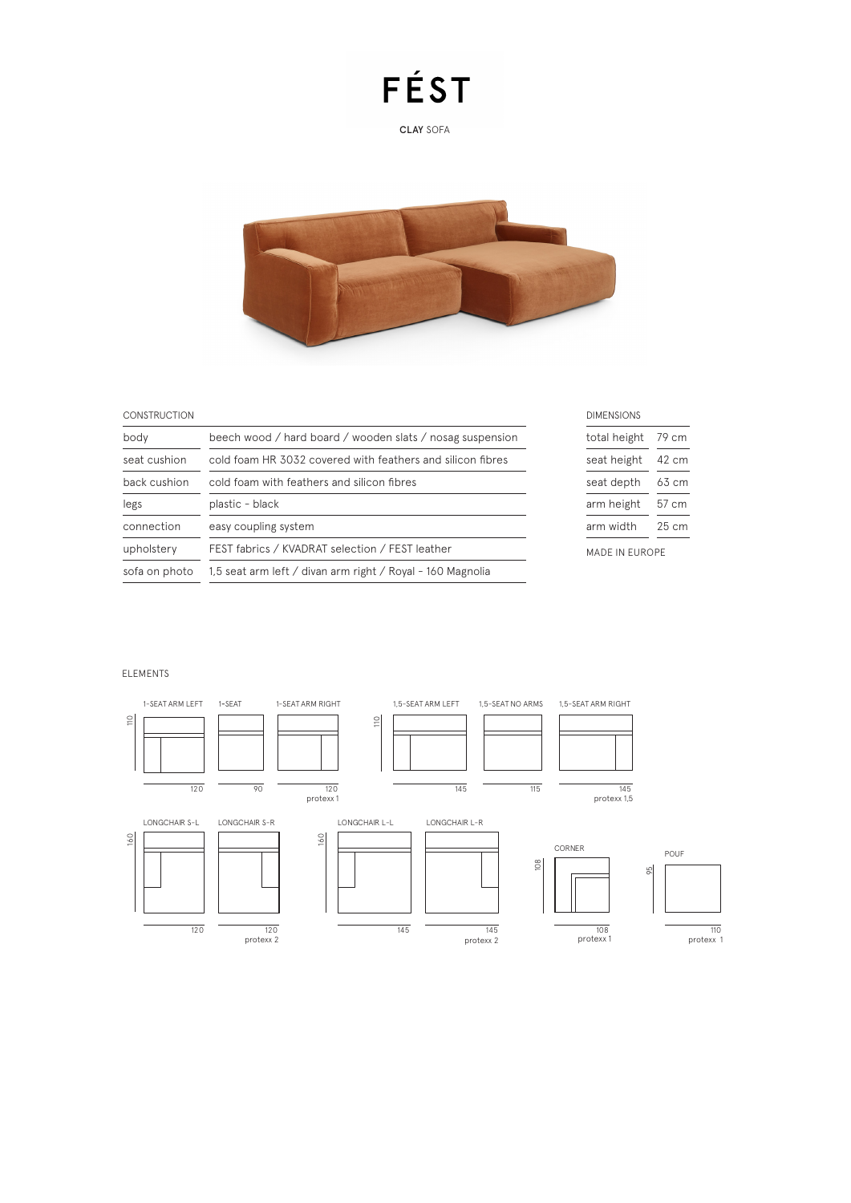# FÉST

**CLAY** SOFA

## CONSTRUCTION

| | |
|---|---|
| body | beech wood / hard board / wooden slats / nosag suspension |
| seat cushion | cold foam HR 3032 covered with feathers and silicon fibres |
| back cushion | cold foam with feathers and silicon fibres |
| legs | plastic - black |
| connection | easy coupling system |
| upholstery | FEST fabrics / KVADRAT selection / FEST leather |
| sofa on photo | 1,5 seat arm left / divan arm right / Royal - 160 Magnolia |

## DIMENSIONS

| | |
|---|---|
| total height | 79 cm |
| seat height | 42 cm |
| seat depth | 63 cm |
| arm height | 57 cm |
| arm width | 25 cm |

MADE IN EUROPE

## ELEMENTS

| Element | Width | Depth | Protexx |
|---|---|---|---|
| 1-SEAT ARM LEFT | 120 | 110 | |
| 1-SEAT | 90 | 110 | |
| 1-SEAT ARM RIGHT | 120 | 110 | protexx 1 |
| 1,5-SEAT ARM LEFT | 145 | 110 | |
| 1,5-SEAT NO ARMS | 115 | 110 | |
| 1,5-SEAT ARM RIGHT | 145 | 110 | protexx 1,5 |
| LONGCHAIR S-L | 120 | 160 | |
| LONGCHAIR S-R | 120 | 160 | protexx 2 |
| LONGCHAIR L-L | 145 | 160 | |
| LONGCHAIR L-R | 145 | 160 | protexx 2 |
| CORNER | 108 | 108 | protexx 1 |
| POUF | 110 | 95 | protexx 1 |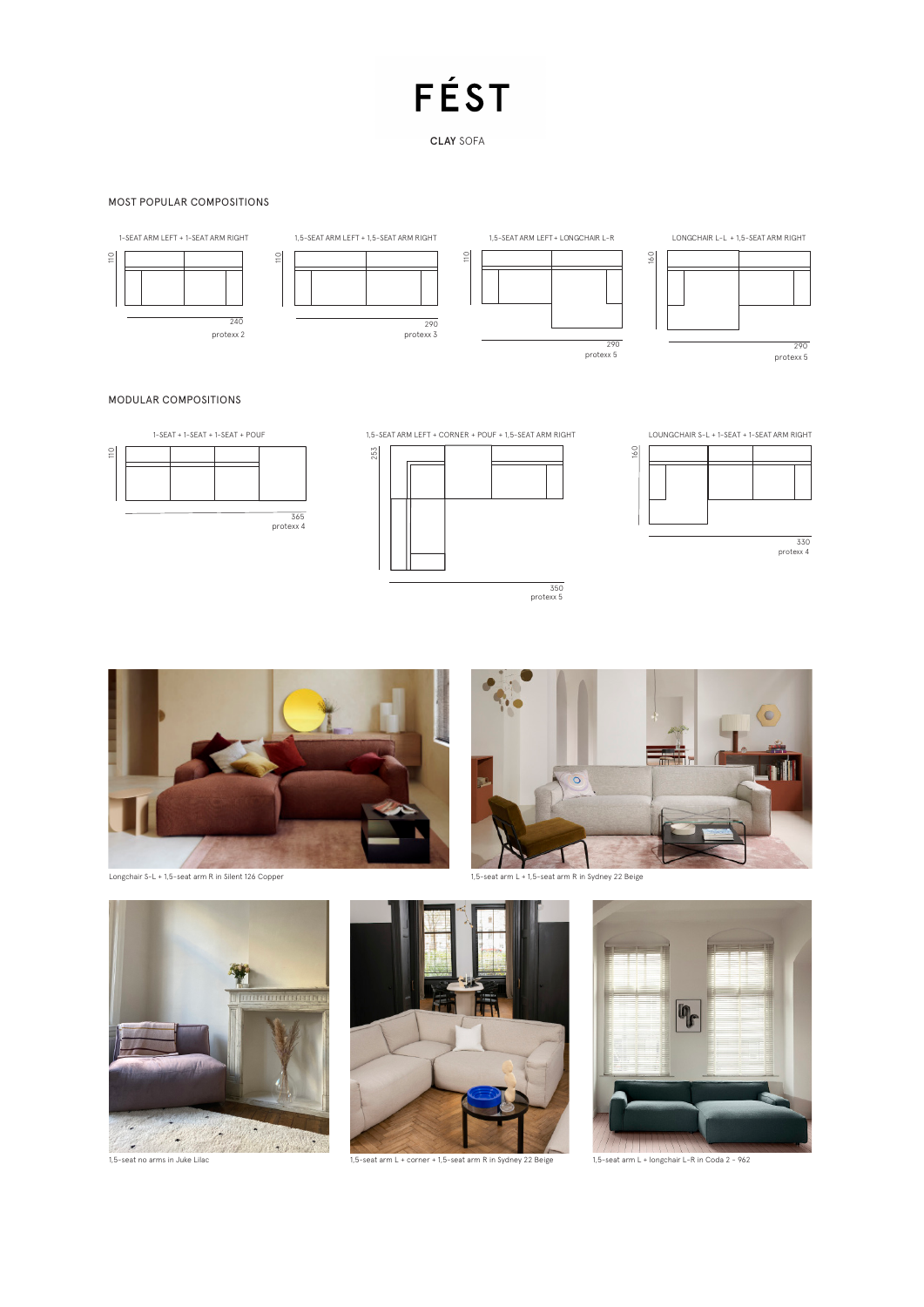# FÉST

**CLAY** SOFA

## MOST POPULAR COMPOSITIONS

1-SEAT ARM LEFT + 1-SEAT ARM RIGHT

110

240

protexx 2

1,5-SEAT ARM LEFT + 1,5-SEAT ARM RIGHT

110

290

protexx 3

1,5-SEAT ARM LEFT + LONGCHAIR L-R

110

290

protexx 5

LONGCHAIR L-L + 1,5-SEAT ARM RIGHT

160

290

protexx 5

## MODULAR COMPOSITIONS

1-SEAT + 1-SEAT + 1-SEAT + POUF

110

365

protexx 4

1,5-SEAT ARM LEFT + CORNER + POUF + 1,5-SEAT ARM RIGHT

253

350

protexx 5

LOUNGCHAIR S-L + 1-SEAT + 1-SEAT ARM RIGHT

160

330

protexx 4

Longchair S-L + 1,5-seat arm R in Silent 126 Copper

1,5-seat arm L + 1,5-seat arm R in Sydney 22 Beige

1,5-seat no arms in Juke Lilac

1,5-seat arm L + corner + 1,5-seat arm R in Sydney 22 Beige

1,5-seat arm L + longchair L-R in Coda 2 - 962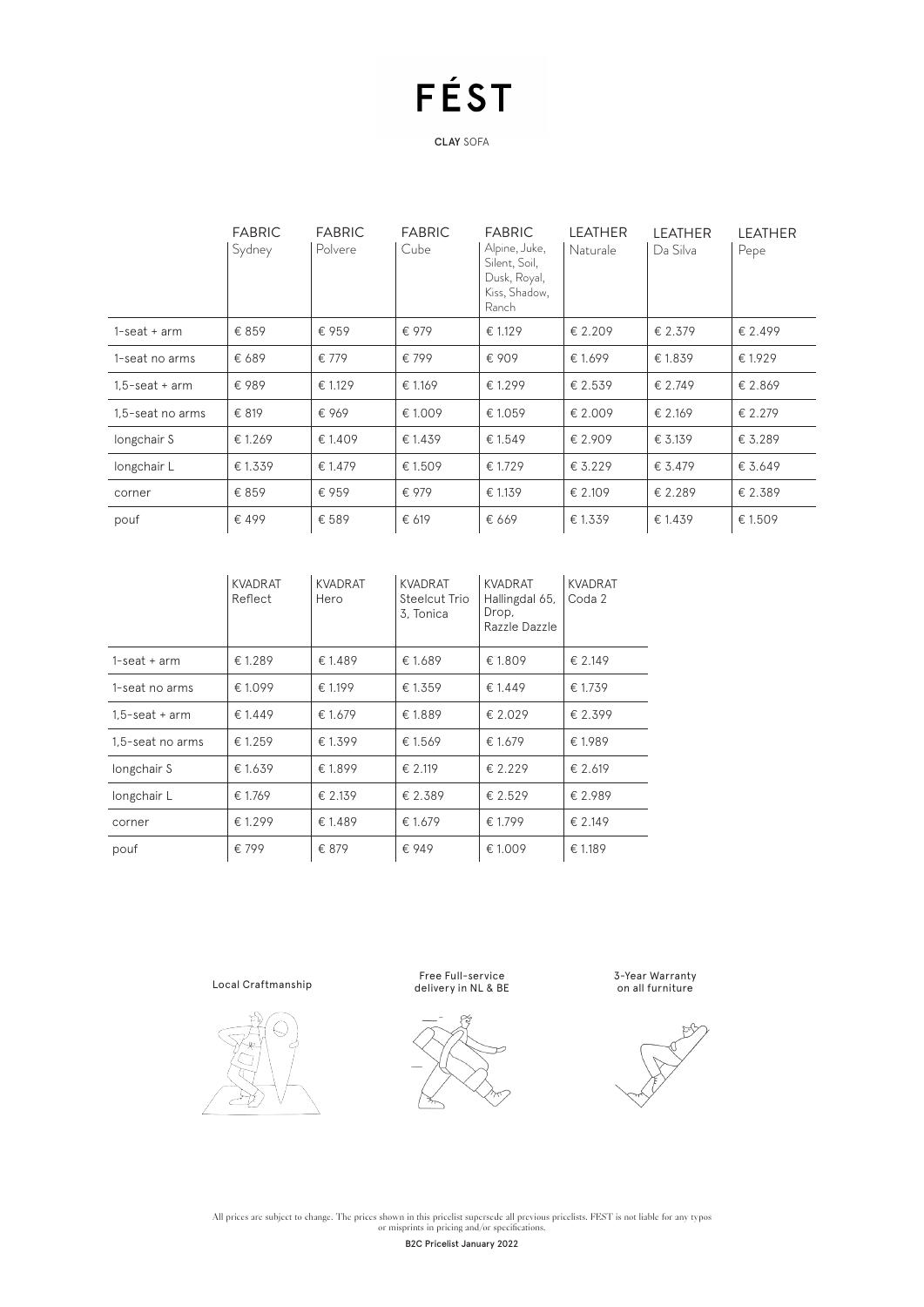# FÉST

**CLAY** SOFA

| | FABRIC Sydney | FABRIC Polvere | FABRIC Cube | FABRIC Alpine, Juke, Silent, Soil, Dusk, Royal, Kiss, Shadow, Ranch | LEATHER Naturale | LEATHER Da Silva | LEATHER Pepe |
|---|---|---|---|---|---|---|---|
| 1-seat + arm | € 859 | € 959 | € 979 | € 1.129 | € 2.209 | € 2.379 | € 2.499 |
| 1-seat no arms | € 689 | € 779 | € 799 | € 909 | € 1.699 | € 1.839 | € 1.929 |
| 1,5-seat + arm | € 989 | € 1.129 | € 1.169 | € 1.299 | € 2.539 | € 2.749 | € 2.869 |
| 1,5-seat no arms | € 819 | € 969 | € 1.009 | € 1.059 | € 2.009 | € 2.169 | € 2.279 |
| longchair S | € 1.269 | € 1.409 | € 1.439 | € 1.549 | € 2.909 | € 3.139 | € 3.289 |
| longchair L | € 1.339 | € 1.479 | € 1.509 | € 1.729 | € 3.229 | € 3.479 | € 3.649 |
| corner | € 859 | € 959 | € 979 | € 1.139 | € 2.109 | € 2.289 | € 2.389 |
| pouf | € 499 | € 589 | € 619 | € 669 | € 1.339 | € 1.439 | € 1.509 |

| | KVADRAT Reflect | KVADRAT Hero | KVADRAT Steelcut Trio 3, Tonica | KVADRAT Hallingdal 65, Drop, Razzle Dazzle | KVADRAT Coda 2 |
|---|---|---|---|---|---|
| 1-seat + arm | € 1.289 | € 1.489 | € 1.689 | € 1.809 | € 2.149 |
| 1-seat no arms | € 1.099 | € 1.199 | € 1.359 | € 1.449 | € 1.739 |
| 1,5-seat + arm | € 1.449 | € 1.679 | € 1.889 | € 2.029 | € 2.399 |
| 1,5-seat no arms | € 1.259 | € 1.399 | € 1.569 | € 1.679 | € 1.989 |
| longchair S | € 1.639 | € 1.899 | € 2.119 | € 2.229 | € 2.619 |
| longchair L | € 1.769 | € 2.139 | € 2.389 | € 2.529 | € 2.989 |
| corner | € 1.299 | € 1.489 | € 1.679 | € 1.799 | € 2.149 |
| pouf | € 799 | € 879 | € 949 | € 1.009 | € 1.189 |

Local Craftmanship

Free Full-service delivery in NL & BE

3-Year Warranty on all furniture

All prices are subject to change. The prices shown in this pricelist supersede all previous pricelists. FEST is not liable for any typos or misprints in pricing and/or specifications.

**B2C Pricelist January 2022**